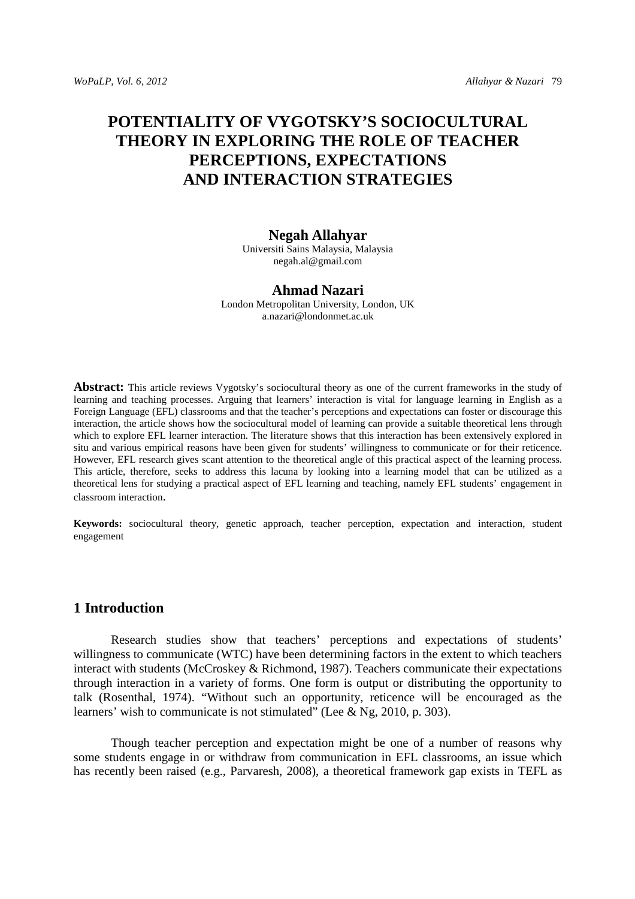# POTENTIALITY OF VYGOTSKY'S SOCIOCULTURAL THEORY IN EXPLORING THE ROLE OF TEACHER PERCEPTIONS, EXPECTATIONS AND INTERACTION STRATEGIES

**Negah Allahyar**
Universiti Sains Malaysia, Malaysia
negah.al@gmail.com

**Ahmad Nazari**
London Metropolitan University, London, UK
a.nazari@londonmet.ac.uk

**Abstract:** This article reviews Vygotsky's sociocultural theory as one of the current frameworks in the study of learning and teaching processes. Arguing that learners' interaction is vital for language learning in English as a Foreign Language (EFL) classrooms and that the teacher's perceptions and expectations can foster or discourage this interaction, the article shows how the sociocultural model of learning can provide a suitable theoretical lens through which to explore EFL learner interaction. The literature shows that this interaction has been extensively explored in situ and various empirical reasons have been given for students' willingness to communicate or for their reticence. However, EFL research gives scant attention to the theoretical angle of this practical aspect of the learning process. This article, therefore, seeks to address this lacuna by looking into a learning model that can be utilized as a theoretical lens for studying a practical aspect of EFL learning and teaching, namely EFL students' engagement in classroom interaction.

**Keywords:** sociocultural theory, genetic approach, teacher perception, expectation and interaction, student engagement

## 1 Introduction

Research studies show that teachers' perceptions and expectations of students' willingness to communicate (WTC) have been determining factors in the extent to which teachers interact with students (McCroskey & Richmond, 1987). Teachers communicate their expectations through interaction in a variety of forms. One form is output or distributing the opportunity to talk (Rosenthal, 1974). "Without such an opportunity, reticence will be encouraged as the learners' wish to communicate is not stimulated" (Lee & Ng, 2010, p. 303).

Though teacher perception and expectation might be one of a number of reasons why some students engage in or withdraw from communication in EFL classrooms, an issue which has recently been raised (e.g., Parvaresh, 2008), a theoretical framework gap exists in TEFL as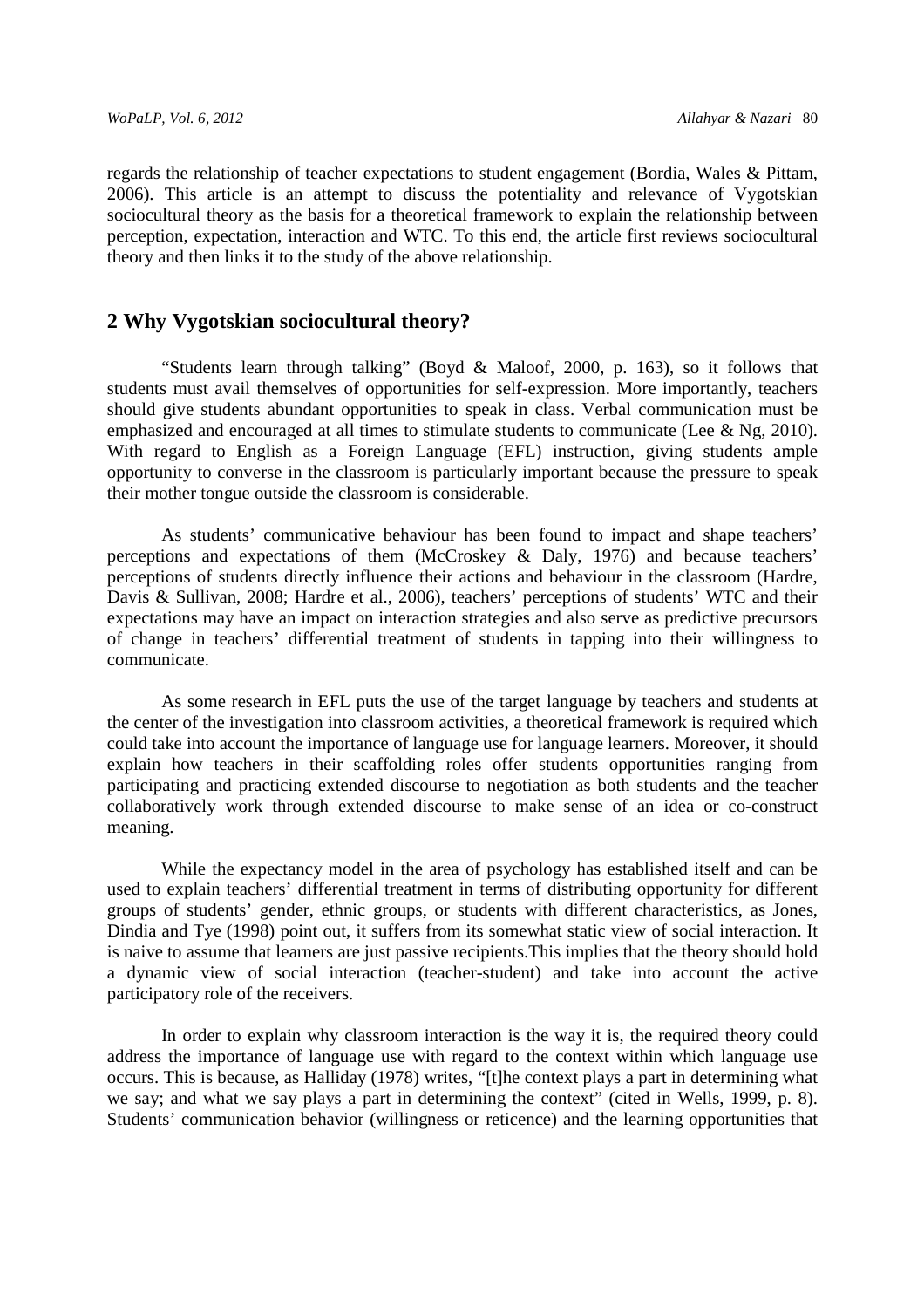regards the relationship of teacher expectations to student engagement (Bordia, Wales & Pittam, 2006). This article is an attempt to discuss the potentiality and relevance of Vygotskian sociocultural theory as the basis for a theoretical framework to explain the relationship between perception, expectation, interaction and WTC. To this end, the article first reviews sociocultural theory and then links it to the study of the above relationship.

## 2 Why Vygotskian sociocultural theory?

"Students learn through talking" (Boyd & Maloof, 2000, p. 163), so it follows that students must avail themselves of opportunities for self-expression. More importantly, teachers should give students abundant opportunities to speak in class. Verbal communication must be emphasized and encouraged at all times to stimulate students to communicate (Lee & Ng, 2010). With regard to English as a Foreign Language (EFL) instruction, giving students ample opportunity to converse in the classroom is particularly important because the pressure to speak their mother tongue outside the classroom is considerable.

As students' communicative behaviour has been found to impact and shape teachers' perceptions and expectations of them (McCroskey & Daly, 1976) and because teachers' perceptions of students directly influence their actions and behaviour in the classroom (Hardre, Davis & Sullivan, 2008; Hardre et al., 2006), teachers' perceptions of students' WTC and their expectations may have an impact on interaction strategies and also serve as predictive precursors of change in teachers' differential treatment of students in tapping into their willingness to communicate.

As some research in EFL puts the use of the target language by teachers and students at the center of the investigation into classroom activities, a theoretical framework is required which could take into account the importance of language use for language learners. Moreover, it should explain how teachers in their scaffolding roles offer students opportunities ranging from participating and practicing extended discourse to negotiation as both students and the teacher collaboratively work through extended discourse to make sense of an idea or co-construct meaning.

While the expectancy model in the area of psychology has established itself and can be used to explain teachers' differential treatment in terms of distributing opportunity for different groups of students' gender, ethnic groups, or students with different characteristics, as Jones, Dindia and Tye (1998) point out, it suffers from its somewhat static view of social interaction. It is naive to assume that learners are just passive recipients.This implies that the theory should hold a dynamic view of social interaction (teacher-student) and take into account the active participatory role of the receivers.

In order to explain why classroom interaction is the way it is, the required theory could address the importance of language use with regard to the context within which language use occurs. This is because, as Halliday (1978) writes, "[t]he context plays a part in determining what we say; and what we say plays a part in determining the context" (cited in Wells, 1999, p. 8). Students' communication behavior (willingness or reticence) and the learning opportunities that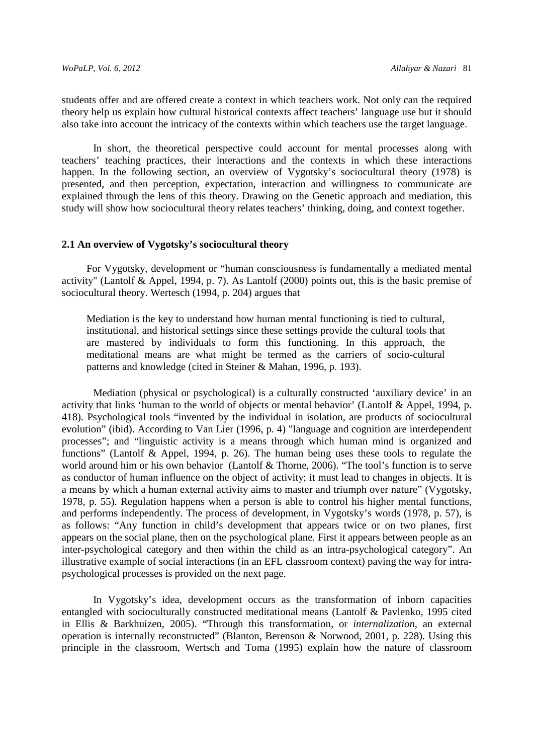students offer and are offered create a context in which teachers work. Not only can the required theory help us explain how cultural historical contexts affect teachers' language use but it should also take into account the intricacy of the contexts within which teachers use the target language.

In short, the theoretical perspective could account for mental processes along with teachers' teaching practices, their interactions and the contexts in which these interactions happen. In the following section, an overview of Vygotsky's sociocultural theory (1978) is presented, and then perception, expectation, interaction and willingness to communicate are explained through the lens of this theory. Drawing on the Genetic approach and mediation, this study will show how sociocultural theory relates teachers' thinking, doing, and context together.

### 2.1 An overview of Vygotsky's sociocultural theory

For Vygotsky, development or "human consciousness is fundamentally a mediated mental activity" (Lantolf & Appel, 1994, p. 7). As Lantolf (2000) points out, this is the basic premise of sociocultural theory. Wertesch (1994, p. 204) argues that

> Mediation is the key to understand how human mental functioning is tied to cultural, institutional, and historical settings since these settings provide the cultural tools that are mastered by individuals to form this functioning. In this approach, the meditational means are what might be termed as the carriers of socio-cultural patterns and knowledge (cited in Steiner & Mahan, 1996, p. 193).

Mediation (physical or psychological) is a culturally constructed 'auxiliary device' in an activity that links 'human to the world of objects or mental behavior' (Lantolf & Appel, 1994, p. 418). Psychological tools "invented by the individual in isolation, are products of sociocultural evolution" (ibid). According to Van Lier (1996, p. 4) "language and cognition are interdependent processes"; and "linguistic activity is a means through which human mind is organized and functions" (Lantolf & Appel, 1994, p. 26). The human being uses these tools to regulate the world around him or his own behavior (Lantolf & Thorne, 2006). "The tool's function is to serve as conductor of human influence on the object of activity; it must lead to changes in objects. It is a means by which a human external activity aims to master and triumph over nature" (Vygotsky, 1978, p. 55). Regulation happens when a person is able to control his higher mental functions, and performs independently. The process of development, in Vygotsky's words (1978, p. 57), is as follows: "Any function in child's development that appears twice or on two planes, first appears on the social plane, then on the psychological plane. First it appears between people as an inter-psychological category and then within the child as an intra-psychological category". An illustrative example of social interactions (in an EFL classroom context) paving the way for intra-psychological processes is provided on the next page.

In Vygotsky's idea, development occurs as the transformation of inborn capacities entangled with socioculturally constructed meditational means (Lantolf & Pavlenko, 1995 cited in Ellis & Barkhuizen, 2005). "Through this transformation, or *internalization*, an external operation is internally reconstructed" (Blanton, Berenson & Norwood, 2001, p. 228). Using this principle in the classroom, Wertsch and Toma (1995) explain how the nature of classroom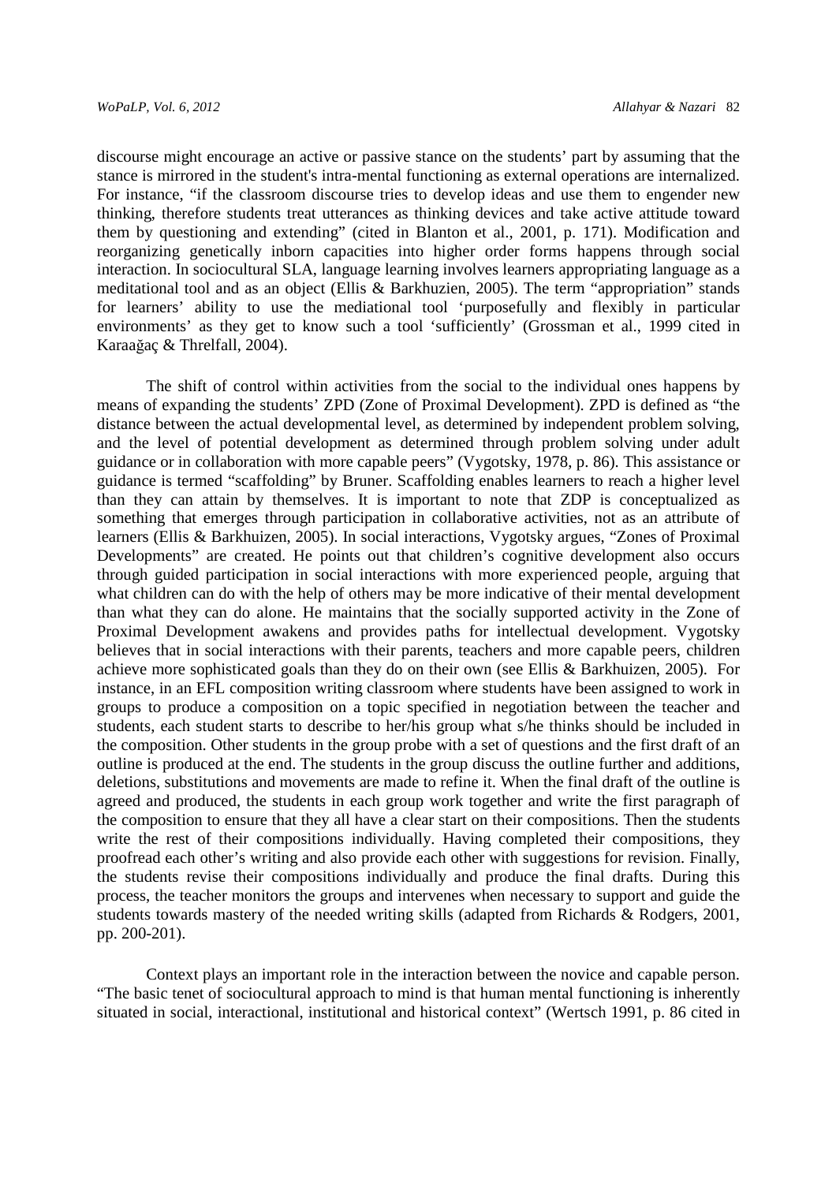discourse might encourage an active or passive stance on the students' part by assuming that the stance is mirrored in the student's intra-mental functioning as external operations are internalized. For instance, "if the classroom discourse tries to develop ideas and use them to engender new thinking, therefore students treat utterances as thinking devices and take active attitude toward them by questioning and extending" (cited in Blanton et al., 2001, p. 171). Modification and reorganizing genetically inborn capacities into higher order forms happens through social interaction. In sociocultural SLA, language learning involves learners appropriating language as a meditational tool and as an object (Ellis & Barkhuzien, 2005). The term "appropriation" stands for learners' ability to use the mediational tool 'purposefully and flexibly in particular environments' as they get to know such a tool 'sufficiently' (Grossman et al., 1999 cited in Karaağaç & Threlfall, 2004).

The shift of control within activities from the social to the individual ones happens by means of expanding the students' ZPD (Zone of Proximal Development). ZPD is defined as "the distance between the actual developmental level, as determined by independent problem solving, and the level of potential development as determined through problem solving under adult guidance or in collaboration with more capable peers" (Vygotsky, 1978, p. 86). This assistance or guidance is termed "scaffolding" by Bruner. Scaffolding enables learners to reach a higher level than they can attain by themselves. It is important to note that ZDP is conceptualized as something that emerges through participation in collaborative activities, not as an attribute of learners (Ellis & Barkhuizen, 2005). In social interactions, Vygotsky argues, "Zones of Proximal Developments" are created. He points out that children's cognitive development also occurs through guided participation in social interactions with more experienced people, arguing that what children can do with the help of others may be more indicative of their mental development than what they can do alone. He maintains that the socially supported activity in the Zone of Proximal Development awakens and provides paths for intellectual development. Vygotsky believes that in social interactions with their parents, teachers and more capable peers, children achieve more sophisticated goals than they do on their own (see Ellis & Barkhuizen, 2005). For instance, in an EFL composition writing classroom where students have been assigned to work in groups to produce a composition on a topic specified in negotiation between the teacher and students, each student starts to describe to her/his group what s/he thinks should be included in the composition. Other students in the group probe with a set of questions and the first draft of an outline is produced at the end. The students in the group discuss the outline further and additions, deletions, substitutions and movements are made to refine it. When the final draft of the outline is agreed and produced, the students in each group work together and write the first paragraph of the composition to ensure that they all have a clear start on their compositions. Then the students write the rest of their compositions individually. Having completed their compositions, they proofread each other's writing and also provide each other with suggestions for revision. Finally, the students revise their compositions individually and produce the final drafts. During this process, the teacher monitors the groups and intervenes when necessary to support and guide the students towards mastery of the needed writing skills (adapted from Richards & Rodgers, 2001, pp. 200-201).

Context plays an important role in the interaction between the novice and capable person. "The basic tenet of sociocultural approach to mind is that human mental functioning is inherently situated in social, interactional, institutional and historical context" (Wertsch 1991, p. 86 cited in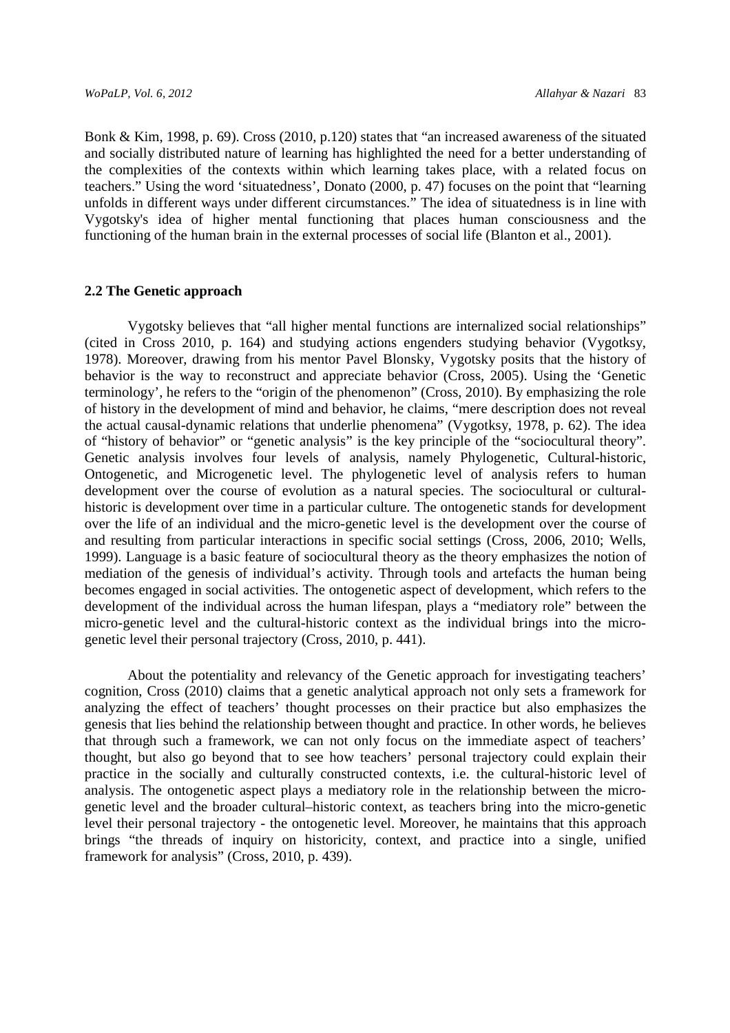Bonk & Kim, 1998, p. 69). Cross (2010, p.120) states that "an increased awareness of the situated and socially distributed nature of learning has highlighted the need for a better understanding of the complexities of the contexts within which learning takes place, with a related focus on teachers." Using the word 'situatedness', Donato (2000, p. 47) focuses on the point that "learning unfolds in different ways under different circumstances." The idea of situatedness is in line with Vygotsky's idea of higher mental functioning that places human consciousness and the functioning of the human brain in the external processes of social life (Blanton et al., 2001).

### 2.2 The Genetic approach

Vygotsky believes that "all higher mental functions are internalized social relationships" (cited in Cross 2010, p. 164) and studying actions engenders studying behavior (Vygotksy, 1978). Moreover, drawing from his mentor Pavel Blonsky, Vygotsky posits that the history of behavior is the way to reconstruct and appreciate behavior (Cross, 2005). Using the 'Genetic terminology', he refers to the "origin of the phenomenon" (Cross, 2010). By emphasizing the role of history in the development of mind and behavior, he claims, "mere description does not reveal the actual causal-dynamic relations that underlie phenomena" (Vygotksy, 1978, p. 62). The idea of "history of behavior" or "genetic analysis" is the key principle of the "sociocultural theory". Genetic analysis involves four levels of analysis, namely Phylogenetic, Cultural-historic, Ontogenetic, and Microgenetic level. The phylogenetic level of analysis refers to human development over the course of evolution as a natural species. The sociocultural or cultural-historic is development over time in a particular culture. The ontogenetic stands for development over the life of an individual and the micro-genetic level is the development over the course of and resulting from particular interactions in specific social settings (Cross, 2006, 2010; Wells, 1999). Language is a basic feature of sociocultural theory as the theory emphasizes the notion of mediation of the genesis of individual's activity. Through tools and artefacts the human being becomes engaged in social activities. The ontogenetic aspect of development, which refers to the development of the individual across the human lifespan, plays a "mediatory role" between the micro-genetic level and the cultural-historic context as the individual brings into the micro-genetic level their personal trajectory (Cross, 2010, p. 441).

About the potentiality and relevancy of the Genetic approach for investigating teachers' cognition, Cross (2010) claims that a genetic analytical approach not only sets a framework for analyzing the effect of teachers' thought processes on their practice but also emphasizes the genesis that lies behind the relationship between thought and practice. In other words, he believes that through such a framework, we can not only focus on the immediate aspect of teachers' thought, but also go beyond that to see how teachers' personal trajectory could explain their practice in the socially and culturally constructed contexts, i.e. the cultural-historic level of analysis. The ontogenetic aspect plays a mediatory role in the relationship between the micro-genetic level and the broader cultural–historic context, as teachers bring into the micro-genetic level their personal trajectory - the ontogenetic level. Moreover, he maintains that this approach brings "the threads of inquiry on historicity, context, and practice into a single, unified framework for analysis" (Cross, 2010, p. 439).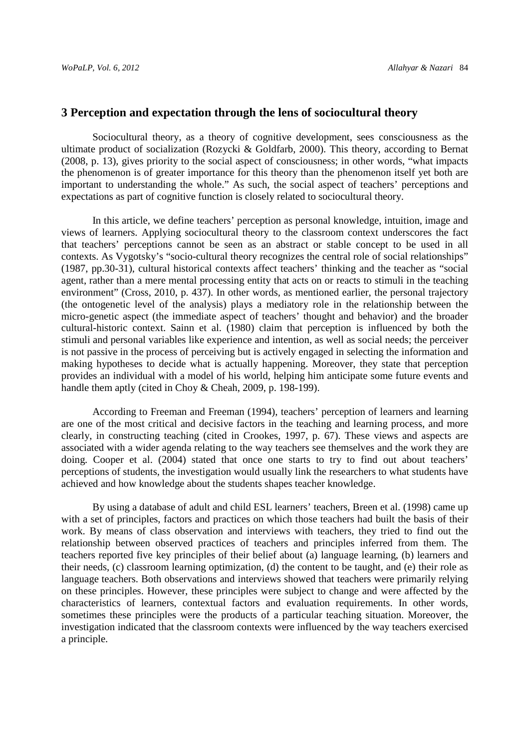## 3 Perception and expectation through the lens of sociocultural theory

Sociocultural theory, as a theory of cognitive development, sees consciousness as the ultimate product of socialization (Rozycki & Goldfarb, 2000). This theory, according to Bernat (2008, p. 13), gives priority to the social aspect of consciousness; in other words, "what impacts the phenomenon is of greater importance for this theory than the phenomenon itself yet both are important to understanding the whole." As such, the social aspect of teachers' perceptions and expectations as part of cognitive function is closely related to sociocultural theory.

In this article, we define teachers' perception as personal knowledge, intuition, image and views of learners. Applying sociocultural theory to the classroom context underscores the fact that teachers' perceptions cannot be seen as an abstract or stable concept to be used in all contexts. As Vygotsky's "socio-cultural theory recognizes the central role of social relationships" (1987, pp.30-31), cultural historical contexts affect teachers' thinking and the teacher as "social agent, rather than a mere mental processing entity that acts on or reacts to stimuli in the teaching environment" (Cross, 2010, p. 437). In other words, as mentioned earlier, the personal trajectory (the ontogenetic level of the analysis) plays a mediatory role in the relationship between the micro-genetic aspect (the immediate aspect of teachers' thought and behavior) and the broader cultural-historic context. Sainn et al. (1980) claim that perception is influenced by both the stimuli and personal variables like experience and intention, as well as social needs; the perceiver is not passive in the process of perceiving but is actively engaged in selecting the information and making hypotheses to decide what is actually happening. Moreover, they state that perception provides an individual with a model of his world, helping him anticipate some future events and handle them aptly (cited in Choy & Cheah, 2009, p. 198-199).

According to Freeman and Freeman (1994), teachers' perception of learners and learning are one of the most critical and decisive factors in the teaching and learning process, and more clearly, in constructing teaching (cited in Crookes, 1997, p. 67). These views and aspects are associated with a wider agenda relating to the way teachers see themselves and the work they are doing. Cooper et al. (2004) stated that once one starts to try to find out about teachers' perceptions of students, the investigation would usually link the researchers to what students have achieved and how knowledge about the students shapes teacher knowledge.

By using a database of adult and child ESL learners' teachers, Breen et al. (1998) came up with a set of principles, factors and practices on which those teachers had built the basis of their work. By means of class observation and interviews with teachers, they tried to find out the relationship between observed practices of teachers and principles inferred from them. The teachers reported five key principles of their belief about (a) language learning, (b) learners and their needs, (c) classroom learning optimization, (d) the content to be taught, and (e) their role as language teachers. Both observations and interviews showed that teachers were primarily relying on these principles. However, these principles were subject to change and were affected by the characteristics of learners, contextual factors and evaluation requirements. In other words, sometimes these principles were the products of a particular teaching situation. Moreover, the investigation indicated that the classroom contexts were influenced by the way teachers exercised a principle.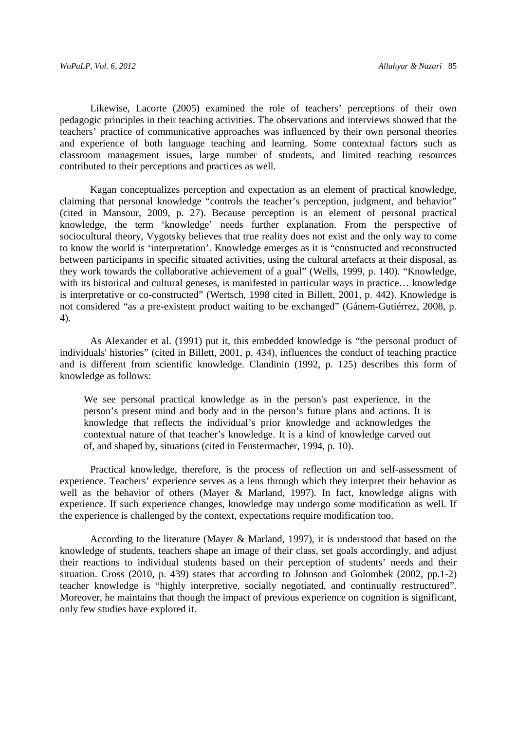Likewise, Lacorte (2005) examined the role of teachers' perceptions of their own pedagogic principles in their teaching activities. The observations and interviews showed that the teachers' practice of communicative approaches was influenced by their own personal theories and experience of both language teaching and learning. Some contextual factors such as classroom management issues, large number of students, and limited teaching resources contributed to their perceptions and practices as well.

Kagan conceptualizes perception and expectation as an element of practical knowledge, claiming that personal knowledge "controls the teacher's perception, judgment, and behavior" (cited in Mansour, 2009, p. 27). Because perception is an element of personal practical knowledge, the term 'knowledge' needs further explanation. From the perspective of sociocultural theory, Vygotsky believes that true reality does not exist and the only way to come to know the world is 'interpretation'. Knowledge emerges as it is "constructed and reconstructed between participants in specific situated activities, using the cultural artefacts at their disposal, as they work towards the collaborative achievement of a goal" (Wells, 1999, p. 140). "Knowledge, with its historical and cultural geneses, is manifested in particular ways in practice… knowledge is interpretative or co-constructed" (Wertsch, 1998 cited in Billett, 2001, p. 442). Knowledge is not considered "as a pre-existent product waiting to be exchanged" (Gánem-Gutiérrez, 2008, p. 4).

As Alexander et al. (1991) put it, this embedded knowledge is "the personal product of individuals' histories" (cited in Billett, 2001, p. 434), influences the conduct of teaching practice and is different from scientific knowledge. Clandinin (1992, p. 125) describes this form of knowledge as follows:

> We see personal practical knowledge as in the person's past experience, in the person's present mind and body and in the person's future plans and actions. It is knowledge that reflects the individual's prior knowledge and acknowledges the contextual nature of that teacher's knowledge. It is a kind of knowledge carved out of, and shaped by, situations (cited in Fenstermacher, 1994, p. 10).

Practical knowledge, therefore, is the process of reflection on and self-assessment of experience. Teachers' experience serves as a lens through which they interpret their behavior as well as the behavior of others (Mayer & Marland, 1997). In fact, knowledge aligns with experience. If such experience changes, knowledge may undergo some modification as well. If the experience is challenged by the context, expectations require modification too.

According to the literature (Mayer & Marland, 1997), it is understood that based on the knowledge of students, teachers shape an image of their class, set goals accordingly, and adjust their reactions to individual students based on their perception of students' needs and their situation. Cross (2010, p. 439) states that according to Johnson and Golombek (2002, pp.1-2) teacher knowledge is "highly interpretive, socially negotiated, and continually restructured". Moreover, he maintains that though the impact of previous experience on cognition is significant, only few studies have explored it.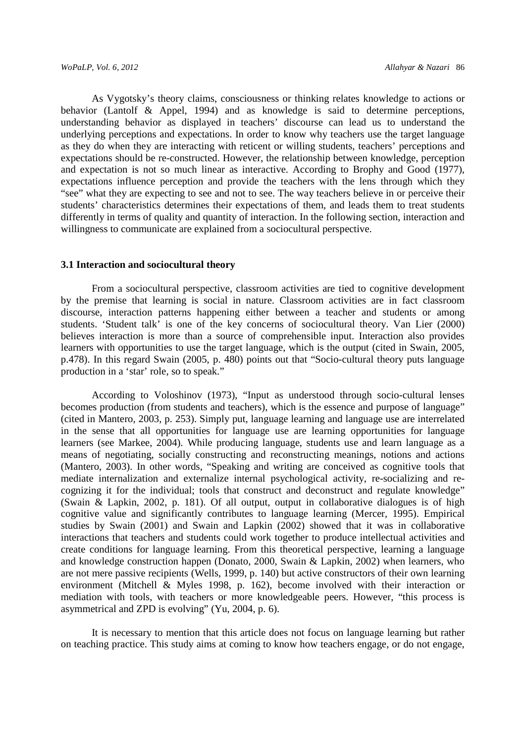As Vygotsky's theory claims, consciousness or thinking relates knowledge to actions or behavior (Lantolf & Appel, 1994) and as knowledge is said to determine perceptions, understanding behavior as displayed in teachers' discourse can lead us to understand the underlying perceptions and expectations. In order to know why teachers use the target language as they do when they are interacting with reticent or willing students, teachers' perceptions and expectations should be re-constructed. However, the relationship between knowledge, perception and expectation is not so much linear as interactive. According to Brophy and Good (1977), expectations influence perception and provide the teachers with the lens through which they "see" what they are expecting to see and not to see. The way teachers believe in or perceive their students' characteristics determines their expectations of them, and leads them to treat students differently in terms of quality and quantity of interaction. In the following section, interaction and willingness to communicate are explained from a sociocultural perspective.

### 3.1 Interaction and sociocultural theory

From a sociocultural perspective, classroom activities are tied to cognitive development by the premise that learning is social in nature. Classroom activities are in fact classroom discourse, interaction patterns happening either between a teacher and students or among students. 'Student talk' is one of the key concerns of sociocultural theory. Van Lier (2000) believes interaction is more than a source of comprehensible input. Interaction also provides learners with opportunities to use the target language, which is the output (cited in Swain, 2005, p.478). In this regard Swain (2005, p. 480) points out that "Socio-cultural theory puts language production in a 'star' role, so to speak."

According to Voloshinov (1973), "Input as understood through socio-cultural lenses becomes production (from students and teachers), which is the essence and purpose of language" (cited in Mantero, 2003, p. 253). Simply put, language learning and language use are interrelated in the sense that all opportunities for language use are learning opportunities for language learners (see Markee, 2004). While producing language, students use and learn language as a means of negotiating, socially constructing and reconstructing meanings, notions and actions (Mantero, 2003). In other words, "Speaking and writing are conceived as cognitive tools that mediate internalization and externalize internal psychological activity, re-socializing and re-cognizing it for the individual; tools that construct and deconstruct and regulate knowledge" (Swain & Lapkin, 2002, p. 181). Of all output, output in collaborative dialogues is of high cognitive value and significantly contributes to language learning (Mercer, 1995). Empirical studies by Swain (2001) and Swain and Lapkin (2002) showed that it was in collaborative interactions that teachers and students could work together to produce intellectual activities and create conditions for language learning. From this theoretical perspective, learning a language and knowledge construction happen (Donato, 2000, Swain & Lapkin, 2002) when learners, who are not mere passive recipients (Wells, 1999, p. 140) but active constructors of their own learning environment (Mitchell & Myles 1998, p. 162), become involved with their interaction or mediation with tools, with teachers or more knowledgeable peers. However, "this process is asymmetrical and ZPD is evolving" (Yu, 2004, p. 6).

It is necessary to mention that this article does not focus on language learning but rather on teaching practice. This study aims at coming to know how teachers engage, or do not engage,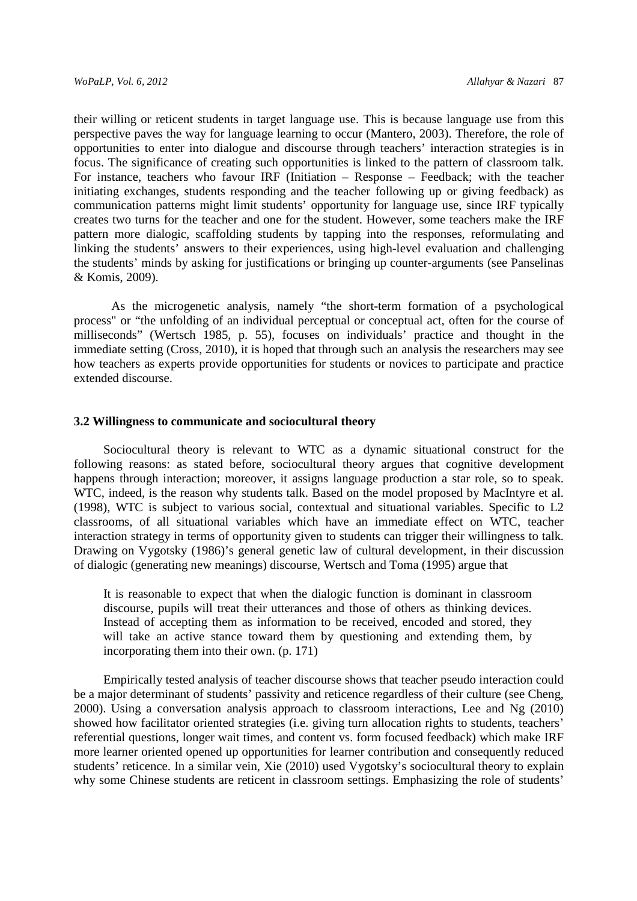their willing or reticent students in target language use. This is because language use from this perspective paves the way for language learning to occur (Mantero, 2003). Therefore, the role of opportunities to enter into dialogue and discourse through teachers' interaction strategies is in focus. The significance of creating such opportunities is linked to the pattern of classroom talk. For instance, teachers who favour IRF (Initiation – Response – Feedback; with the teacher initiating exchanges, students responding and the teacher following up or giving feedback) as communication patterns might limit students' opportunity for language use, since IRF typically creates two turns for the teacher and one for the student. However, some teachers make the IRF pattern more dialogic, scaffolding students by tapping into the responses, reformulating and linking the students' answers to their experiences, using high-level evaluation and challenging the students' minds by asking for justifications or bringing up counter-arguments (see Panselinas & Komis, 2009).

As the microgenetic analysis, namely "the short-term formation of a psychological process" or "the unfolding of an individual perceptual or conceptual act, often for the course of milliseconds" (Wertsch 1985, p. 55), focuses on individuals' practice and thought in the immediate setting (Cross, 2010), it is hoped that through such an analysis the researchers may see how teachers as experts provide opportunities for students or novices to participate and practice extended discourse.

### 3.2 Willingness to communicate and sociocultural theory

Sociocultural theory is relevant to WTC as a dynamic situational construct for the following reasons: as stated before, sociocultural theory argues that cognitive development happens through interaction; moreover, it assigns language production a star role, so to speak. WTC, indeed, is the reason why students talk. Based on the model proposed by MacIntyre et al. (1998), WTC is subject to various social, contextual and situational variables. Specific to L2 classrooms, of all situational variables which have an immediate effect on WTC, teacher interaction strategy in terms of opportunity given to students can trigger their willingness to talk. Drawing on Vygotsky (1986)'s general genetic law of cultural development, in their discussion of dialogic (generating new meanings) discourse, Wertsch and Toma (1995) argue that

> It is reasonable to expect that when the dialogic function is dominant in classroom discourse, pupils will treat their utterances and those of others as thinking devices. Instead of accepting them as information to be received, encoded and stored, they will take an active stance toward them by questioning and extending them, by incorporating them into their own. (p. 171)

Empirically tested analysis of teacher discourse shows that teacher pseudo interaction could be a major determinant of students' passivity and reticence regardless of their culture (see Cheng, 2000). Using a conversation analysis approach to classroom interactions, Lee and Ng (2010) showed how facilitator oriented strategies (i.e. giving turn allocation rights to students, teachers' referential questions, longer wait times, and content vs. form focused feedback) which make IRF more learner oriented opened up opportunities for learner contribution and consequently reduced students' reticence. In a similar vein, Xie (2010) used Vygotsky's sociocultural theory to explain why some Chinese students are reticent in classroom settings. Emphasizing the role of students'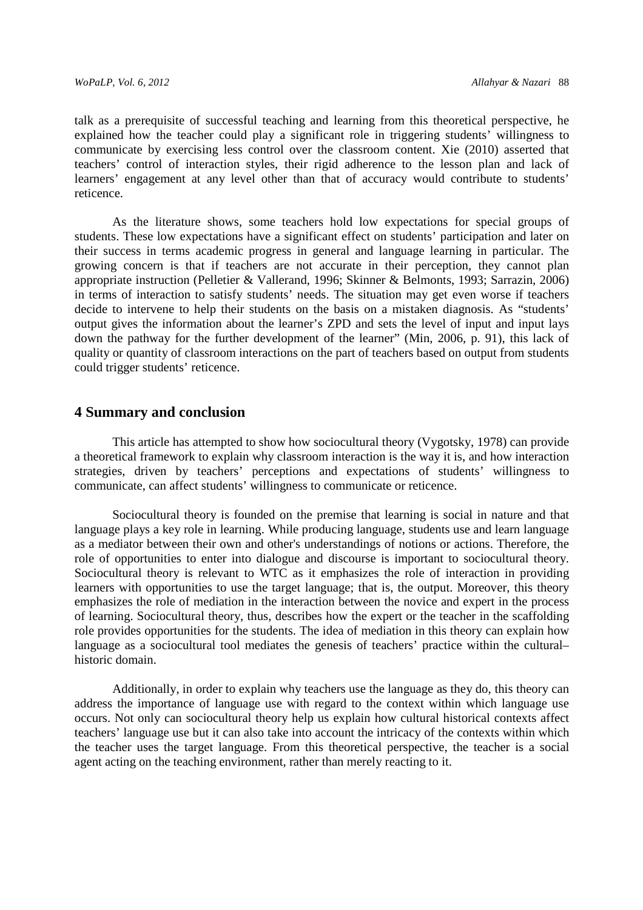talk as a prerequisite of successful teaching and learning from this theoretical perspective, he explained how the teacher could play a significant role in triggering students' willingness to communicate by exercising less control over the classroom content. Xie (2010) asserted that teachers' control of interaction styles, their rigid adherence to the lesson plan and lack of learners' engagement at any level other than that of accuracy would contribute to students' reticence.

As the literature shows, some teachers hold low expectations for special groups of students. These low expectations have a significant effect on students' participation and later on their success in terms academic progress in general and language learning in particular. The growing concern is that if teachers are not accurate in their perception, they cannot plan appropriate instruction (Pelletier & Vallerand, 1996; Skinner & Belmonts, 1993; Sarrazin, 2006) in terms of interaction to satisfy students' needs. The situation may get even worse if teachers decide to intervene to help their students on the basis on a mistaken diagnosis. As "students' output gives the information about the learner's ZPD and sets the level of input and input lays down the pathway for the further development of the learner" (Min, 2006, p. 91), this lack of quality or quantity of classroom interactions on the part of teachers based on output from students could trigger students' reticence.

## 4 Summary and conclusion

This article has attempted to show how sociocultural theory (Vygotsky, 1978) can provide a theoretical framework to explain why classroom interaction is the way it is, and how interaction strategies, driven by teachers' perceptions and expectations of students' willingness to communicate, can affect students' willingness to communicate or reticence.

Sociocultural theory is founded on the premise that learning is social in nature and that language plays a key role in learning. While producing language, students use and learn language as a mediator between their own and other's understandings of notions or actions. Therefore, the role of opportunities to enter into dialogue and discourse is important to sociocultural theory. Sociocultural theory is relevant to WTC as it emphasizes the role of interaction in providing learners with opportunities to use the target language; that is, the output. Moreover, this theory emphasizes the role of mediation in the interaction between the novice and expert in the process of learning. Sociocultural theory, thus, describes how the expert or the teacher in the scaffolding role provides opportunities for the students. The idea of mediation in this theory can explain how language as a sociocultural tool mediates the genesis of teachers' practice within the cultural–historic domain.

Additionally, in order to explain why teachers use the language as they do, this theory can address the importance of language use with regard to the context within which language use occurs. Not only can sociocultural theory help us explain how cultural historical contexts affect teachers' language use but it can also take into account the intricacy of the contexts within which the teacher uses the target language. From this theoretical perspective, the teacher is a social agent acting on the teaching environment, rather than merely reacting to it.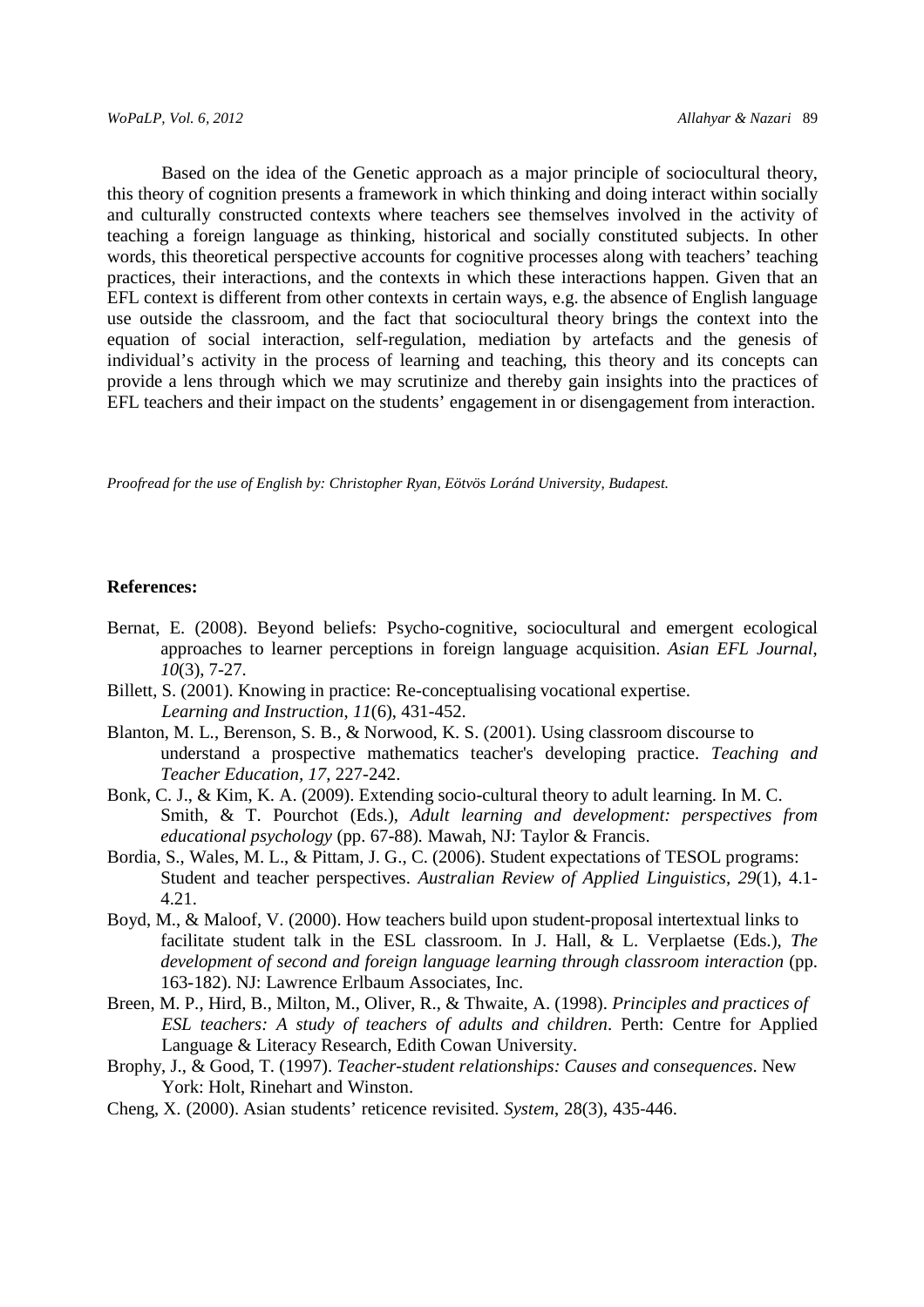Based on the idea of the Genetic approach as a major principle of sociocultural theory, this theory of cognition presents a framework in which thinking and doing interact within socially and culturally constructed contexts where teachers see themselves involved in the activity of teaching a foreign language as thinking, historical and socially constituted subjects. In other words, this theoretical perspective accounts for cognitive processes along with teachers' teaching practices, their interactions, and the contexts in which these interactions happen. Given that an EFL context is different from other contexts in certain ways, e.g. the absence of English language use outside the classroom, and the fact that sociocultural theory brings the context into the equation of social interaction, self-regulation, mediation by artefacts and the genesis of individual's activity in the process of learning and teaching, this theory and its concepts can provide a lens through which we may scrutinize and thereby gain insights into the practices of EFL teachers and their impact on the students' engagement in or disengagement from interaction.

*Proofread for the use of English by: Christopher Ryan, Eötvös Loránd University, Budapest.*

**References:**

Bernat, E. (2008). Beyond beliefs: Psycho-cognitive, sociocultural and emergent ecological approaches to learner perceptions in foreign language acquisition. *Asian EFL Journal*, *10*(3), 7-27.

Billett, S. (2001). Knowing in practice: Re-conceptualising vocational expertise. *Learning and Instruction*, *11*(6), 431-452.

Blanton, M. L., Berenson, S. B., & Norwood, K. S. (2001). Using classroom discourse to understand a prospective mathematics teacher's developing practice. *Teaching and Teacher Education*, *17*, 227-242.

Bonk, C. J., & Kim, K. A. (2009). Extending socio-cultural theory to adult learning. In M. C. Smith, & T. Pourchot (Eds.), *Adult learning and development: perspectives from educational psychology* (pp. 67-88)*.* Mawah, NJ: Taylor & Francis.

Bordia, S., Wales, M. L., & Pittam, J. G., C. (2006). Student expectations of TESOL programs: Student and teacher perspectives. *Australian Review of Applied Linguistics*, *29*(1), 4.1-4.21.

Boyd, M., & Maloof, V. (2000). How teachers build upon student-proposal intertextual links to facilitate student talk in the ESL classroom. In J. Hall, & L. Verplaetse (Eds.), *The development of second and foreign language learning through classroom interaction* (pp. 163-182). NJ: Lawrence Erlbaum Associates, Inc.

Breen, M. P., Hird, B., Milton, M., Oliver, R., & Thwaite, A. (1998). *Principles and practices of ESL teachers: A study of teachers of adults and children*. Perth: Centre for Applied Language & Literacy Research, Edith Cowan University.

Brophy, J., & Good, T. (1997). *Teacher-student relationships: Causes and consequences*. New York: Holt, Rinehart and Winston.

Cheng, X. (2000). Asian students' reticence revisited. *System*, 28(3), 435-446.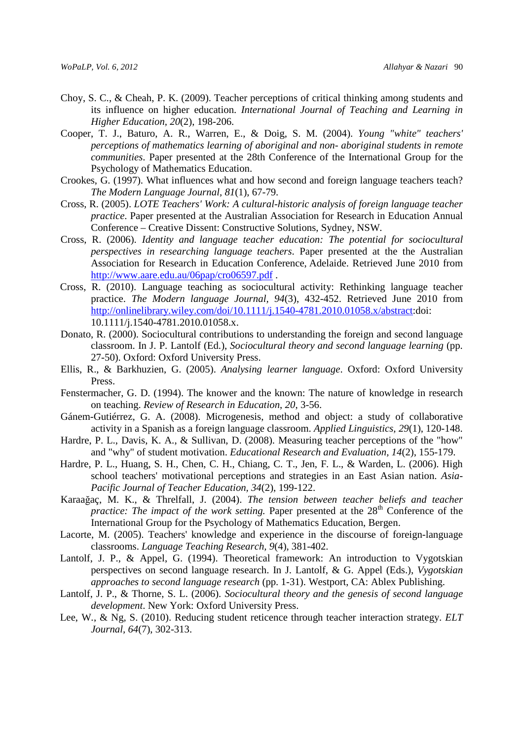Choy, S. C., & Cheah, P. K. (2009). Teacher perceptions of critical thinking among students and its influence on higher education. *International Journal of Teaching and Learning in Higher Education*, *20*(2), 198-206.

Cooper, T. J., Baturo, A. R., Warren, E., & Doig, S. M. (2004). *Young "white" teachers' perceptions of mathematics learning of aboriginal and non- aboriginal students in remote communities*. Paper presented at the 28th Conference of the International Group for the Psychology of Mathematics Education.

Crookes, G. (1997). What influences what and how second and foreign language teachers teach? *The Modern Language Journal, 81*(1), 67-79.

Cross, R. (2005). *LOTE Teachers' Work: A cultural-historic analysis of foreign language teacher practice.* Paper presented at the Australian Association for Research in Education Annual Conference – Creative Dissent: Constructive Solutions, Sydney, NSW.

Cross, R. (2006). *Identity and language teacher education: The potential for sociocultural perspectives in researching language teachers*. Paper presented at the the Australian Association for Research in Education Conference, Adelaide. Retrieved June 2010 from http://www.aare.edu.au/06pap/cro06597.pdf .

Cross, R. (2010). Language teaching as sociocultural activity: Rethinking language teacher practice. *The Modern language Journal, 94*(3), 432-452. Retrieved June 2010 from http://onlinelibrary.wiley.com/doi/10.1111/j.1540-4781.2010.01058.x/abstract:doi: 10.1111/j.1540-4781.2010.01058.x.

Donato, R. (2000). Sociocultural contributions to understanding the foreign and second language classroom. In J. P. Lantolf (Ed.), *Sociocultural theory and second language learning* (pp. 27-50). Oxford: Oxford University Press.

Ellis, R., & Barkhuzien, G. (2005). *Analysing learner language*. Oxford: Oxford University Press.

Fenstermacher, G. D. (1994). The knower and the known: The nature of knowledge in research on teaching. *Review of Research in Education*, *20*, 3-56.

Gánem-Gutiérrez, G. A. (2008). Microgenesis, method and object: a study of collaborative activity in a Spanish as a foreign language classroom. *Applied Linguistics, 29*(1), 120-148.

Hardre, P. L., Davis, K. A., & Sullivan, D. (2008). Measuring teacher perceptions of the "how" and "why" of student motivation. *Educational Research and Evaluation, 14*(2), 155-179.

Hardre, P. L., Huang, S. H., Chen, C. H., Chiang, C. T., Jen, F. L., & Warden, L. (2006). High school teachers' motivational perceptions and strategies in an East Asian nation. *Asia-Pacific Journal of Teacher Education, 34*(2), 199-122.

Karaağaç, M. K., & Threlfall, J. (2004). *The tension between teacher beliefs and teacher practice: The impact of the work setting.* Paper presented at the 28th Conference of the International Group for the Psychology of Mathematics Education, Bergen.

Lacorte, M. (2005). Teachers' knowledge and experience in the discourse of foreign-language classrooms. *Language Teaching Research, 9*(4), 381-402.

Lantolf, J. P., & Appel, G. (1994). Theoretical framework: An introduction to Vygotskian perspectives on second language research. In J. Lantolf, & G. Appel (Eds.), *Vygotskian approaches to second language research* (pp. 1-31). Westport, CA: Ablex Publishing.

Lantolf, J. P., & Thorne, S. L. (2006). *Sociocultural theory and the genesis of second language development*. New York: Oxford University Press.

Lee, W., & Ng, S. (2010). Reducing student reticence through teacher interaction strategy. *ELT Journal, 64*(7), 302-313.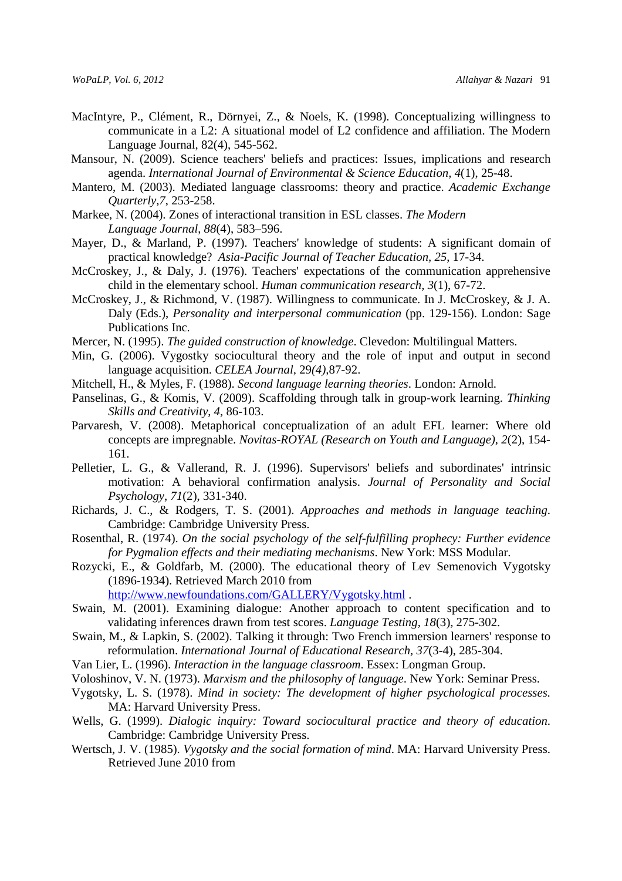MacIntyre, P., Clément, R., Dörnyei, Z., & Noels, K. (1998). Conceptualizing willingness to communicate in a L2: A situational model of L2 confidence and affiliation. The Modern Language Journal, 82(4), 545-562.

Mansour, N. (2009). Science teachers' beliefs and practices: Issues, implications and research agenda. *International Journal of Environmental & Science Education, 4*(1), 25-48.

Mantero, M. (2003). Mediated language classrooms: theory and practice. *Academic Exchange Quarterly,7*, 253-258.

Markee, N. (2004). Zones of interactional transition in ESL classes. *The Modern Language Journal*, *88*(4), 583–596.

Mayer, D., & Marland, P. (1997). Teachers' knowledge of students: A significant domain of practical knowledge? *Asia-Pacific Journal of Teacher Education, 25*, 17-34.

McCroskey, J., & Daly, J. (1976). Teachers' expectations of the communication apprehensive child in the elementary school. *Human communication research, 3*(1), 67-72.

McCroskey, J., & Richmond, V. (1987). Willingness to communicate. In J. McCroskey, & J. A. Daly (Eds.), *Personality and interpersonal communication* (pp. 129-156). London: Sage Publications Inc.

Mercer, N. (1995). *The guided construction of knowledge*. Clevedon: Multilingual Matters.

Min, G. (2006). Vygostky sociocultural theory and the role of input and output in second language acquisition. *CELEA Journal,* 29*(4)*,87-92.

Mitchell, H., & Myles, F. (1988). *Second language learning theories*. London: Arnold.

Panselinas, G., & Komis, V. (2009). Scaffolding through talk in group-work learning. *Thinking Skills and Creativity, 4,* 86-103.

Parvaresh, V. (2008). Metaphorical conceptualization of an adult EFL learner: Where old concepts are impregnable. *Novitas-ROYAL (Research on Youth and Language), 2*(2), 154-161.

Pelletier, L. G., & Vallerand, R. J. (1996). Supervisors' beliefs and subordinates' intrinsic motivation: A behavioral confirmation analysis. *Journal of Personality and Social Psychology*, *71*(2), 331-340.

Richards, J. C., & Rodgers, T. S. (2001). *Approaches and methods in language teaching*. Cambridge: Cambridge University Press.

Rosenthal, R. (1974). *On the social psychology of the self-fulfilling prophecy: Further evidence for Pygmalion effects and their mediating mechanisms*. New York: MSS Modular.

Rozycki, E., & Goldfarb, M. (2000). The educational theory of Lev Semenovich Vygotsky (1896-1934). Retrieved March 2010 from http://www.newfoundations.com/GALLERY/Vygotsky.html .

Swain, M. (2001). Examining dialogue: Another approach to content specification and to validating inferences drawn from test scores. *Language Testing*, *18*(3), 275-302.

Swain, M., & Lapkin, S. (2002). Talking it through: Two French immersion learners' response to reformulation. *International Journal of Educational Research, 37*(3-4), 285-304.

Van Lier, L. (1996). *Interaction in the language classroom*. Essex: Longman Group.

Voloshinov, V. N. (1973). *Marxism and the philosophy of language*. New York: Seminar Press.

Vygotsky, L. S. (1978). *Mind in society: The development of higher psychological processes*. MA: Harvard University Press.

Wells, G. (1999). *Dialogic inquiry: Toward sociocultural practice and theory of education*. Cambridge: Cambridge University Press.

Wertsch, J. V. (1985). *Vygotsky and the social formation of mind*. MA: Harvard University Press. Retrieved June 2010 from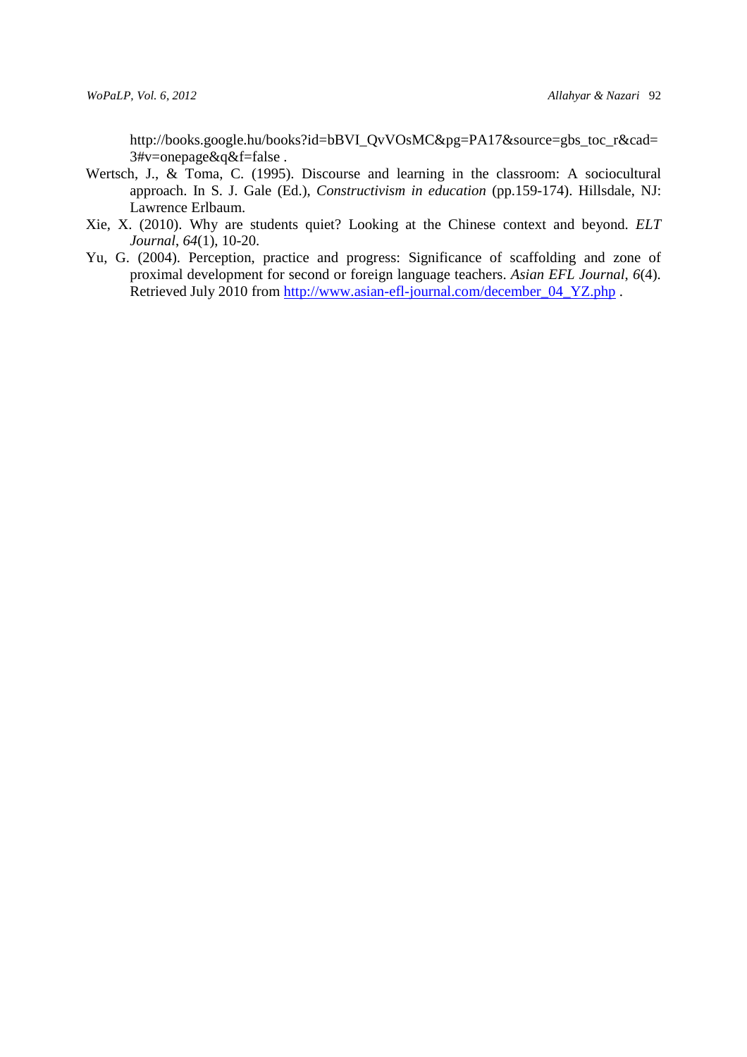http://books.google.hu/books?id=bBVI_QvVOsMC&pg=PA17&source=gbs_toc_r&cad=3#v=onepage&q&f=false .

Wertsch, J., & Toma, C. (1995). Discourse and learning in the classroom: A sociocultural approach. In S. J. Gale (Ed.), *Constructivism in education* (pp.159-174). Hillsdale, NJ: Lawrence Erlbaum.

Xie, X. (2010). Why are students quiet? Looking at the Chinese context and beyond. *ELT Journal*, *64*(1), 10-20.

Yu, G. (2004). Perception, practice and progress: Significance of scaffolding and zone of proximal development for second or foreign language teachers. *Asian EFL Journal*, *6*(4). Retrieved July 2010 from http://www.asian-efl-journal.com/december_04_YZ.php .